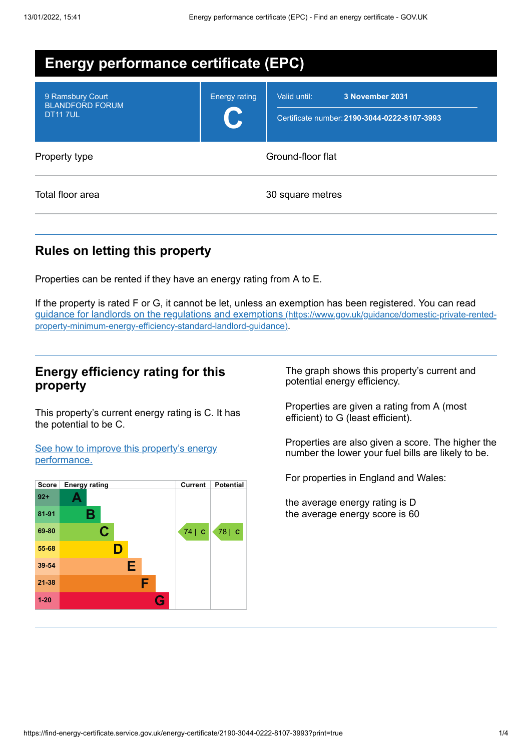# Energy performance certificate (EPC)

| 9 Ramsbury Court<br>BLANDFORD FORUM<br>DT11 7UL | Energy rating<br>**C** | Valid until: **3 November 2031**<br>Certificate number: **2190-3044-0222-8107-3993** |
|---|---|---|

| | |
|---|---|
| Property type | Ground-floor flat |
| Total floor area | 30 square metres |

## Rules on letting this property

Properties can be rented if they have an energy rating from A to E.

If the property is rated F or G, it cannot be let, unless an exemption has been registered. You can read [guidance for landlords on the regulations and exemptions (https://www.gov.uk/guidance/domestic-private-rented-property-minimum-energy-efficiency-standard-landlord-guidance)](https://www.gov.uk/guidance/domestic-private-rented-property-minimum-energy-efficiency-standard-landlord-guidance).

## Energy efficiency rating for this property

This property's current energy rating is C. It has the potential to be C.

[See how to improve this property's energy performance.]()

| Score | Energy rating | Current | Potential |
|---|---|---|---|
| 92+ | A | | |
| 81-91 | B | | |
| 69-80 | C | 74 \| C | 78 \| C |
| 55-68 | D | | |
| 39-54 | E | | |
| 21-38 | F | | |
| 1-20 | G | | |

The graph shows this property's current and potential energy efficiency.

Properties are given a rating from A (most efficient) to G (least efficient).

Properties are also given a score. The higher the number the lower your fuel bills are likely to be.

For properties in England and Wales:

the average energy rating is D
the average energy score is 60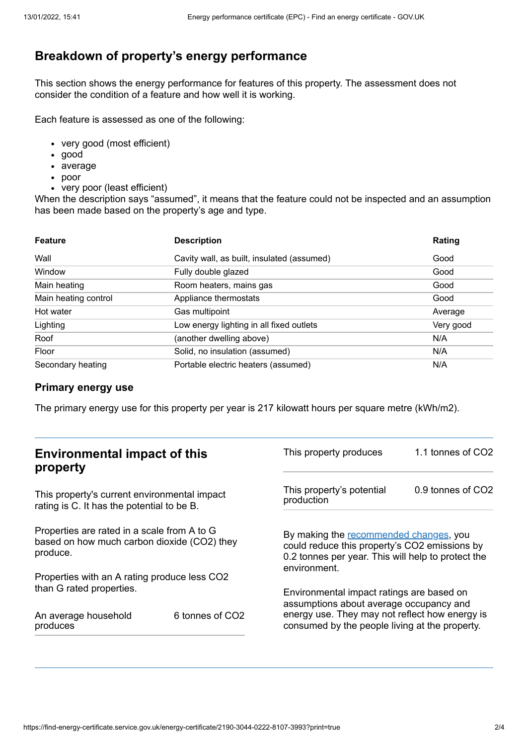## Breakdown of property's energy performance

This section shows the energy performance for features of this property. The assessment does not consider the condition of a feature and how well it is working.

Each feature is assessed as one of the following:

- very good (most efficient)
- good
- average
- poor
- very poor (least efficient)

When the description says "assumed", it means that the feature could not be inspected and an assumption has been made based on the property's age and type.

| Feature | Description | Rating |
|---|---|---|
| Wall | Cavity wall, as built, insulated (assumed) | Good |
| Window | Fully double glazed | Good |
| Main heating | Room heaters, mains gas | Good |
| Main heating control | Appliance thermostats | Good |
| Hot water | Gas multipoint | Average |
| Lighting | Low energy lighting in all fixed outlets | Very good |
| Roof | (another dwelling above) | N/A |
| Floor | Solid, no insulation (assumed) | N/A |
| Secondary heating | Portable electric heaters (assumed) | N/A |

### Primary energy use

The primary energy use for this property per year is 217 kilowatt hours per square metre (kWh/m2).

## Environmental impact of this property

This property's current environmental impact rating is C. It has the potential to be B.

Properties are rated in a scale from A to G based on how much carbon dioxide ($CO_2$) they produce.

Properties with an A rating produce less $CO_2$ than G rated properties.

| | |
|---|---|
| An average household produces | 6 tonnes of $CO_2$ |
| This property produces | 1.1 tonnes of $CO_2$ |
| This property's potential production | 0.9 tonnes of $CO_2$ |

By making the recommended changes, you could reduce this property's $CO_2$ emissions by 0.2 tonnes per year. This will help to protect the environment.

Environmental impact ratings are based on assumptions about average occupancy and energy use. They may not reflect how energy is consumed by the people living at the property.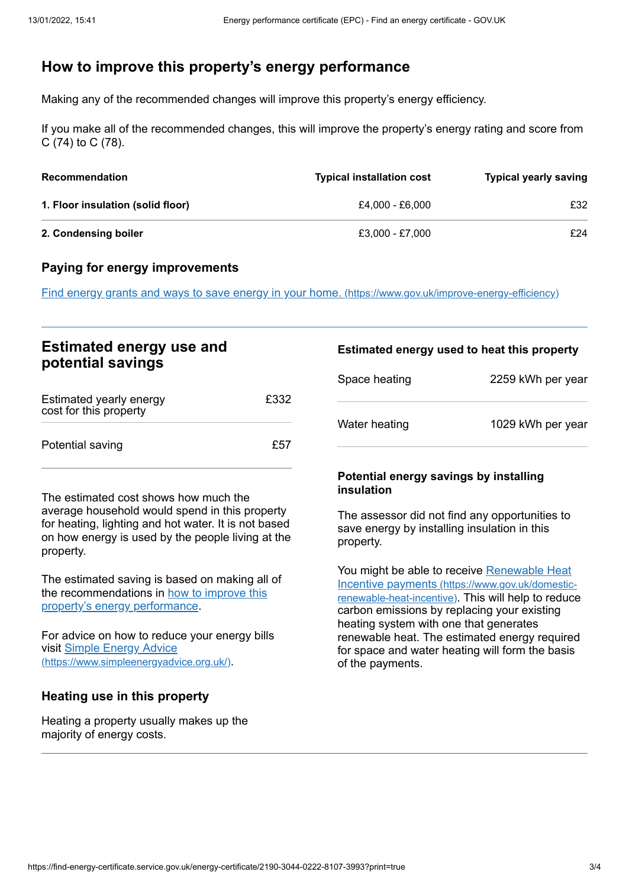## How to improve this property's energy performance

Making any of the recommended changes will improve this property's energy efficiency.

If you make all of the recommended changes, this will improve the property's energy rating and score from C (74) to C (78).

| Recommendation | Typical installation cost | Typical yearly saving |
| --- | --- | --- |
| **1. Floor insulation (solid floor)** | £4,000 - £6,000 | £32 |
| **2. Condensing boiler** | £3,000 - £7,000 | £24 |

### Paying for energy improvements

[Find energy grants and ways to save energy in your home.](https://www.gov.uk/improve-energy-efficiency) (https://www.gov.uk/improve-energy-efficiency)

## Estimated energy use and potential savings

| | |
| --- | --- |
| Estimated yearly energy cost for this property | £332 |
| Potential saving | £57 |

The estimated cost shows how much the average household would spend in this property for heating, lighting and hot water. It is not based on how energy is used by the people living at the property.

The estimated saving is based on making all of the recommendations in [how to improve this property's energy performance](#).

For advice on how to reduce your energy bills visit [Simple Energy Advice](https://www.simpleenergyadvice.org.uk/) (https://www.simpleenergyadvice.org.uk/).

### Heating use in this property

Heating a property usually makes up the majority of energy costs.

### Estimated energy used to heat this property

| | |
| --- | --- |
| Space heating | 2259 kWh per year |
| Water heating | 1029 kWh per year |

### Potential energy savings by installing insulation

The assessor did not find any opportunities to save energy by installing insulation in this property.

You might be able to receive [Renewable Heat Incentive payments](https://www.gov.uk/domestic-renewable-heat-incentive) (https://www.gov.uk/domestic-renewable-heat-incentive). This will help to reduce carbon emissions by replacing your existing heating system with one that generates renewable heat. The estimated energy required for space and water heating will form the basis of the payments.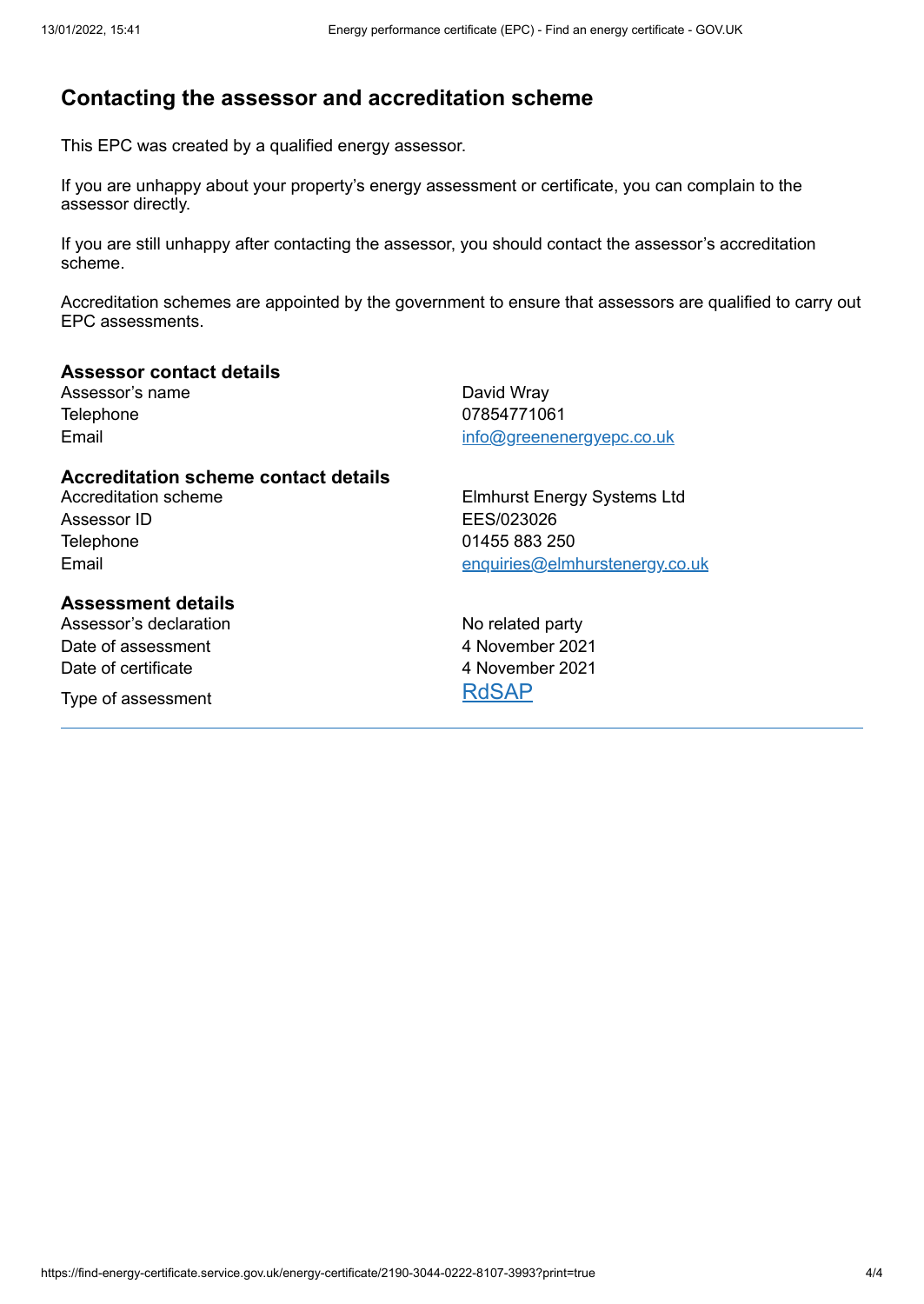## Contacting the assessor and accreditation scheme

This EPC was created by a qualified energy assessor.

If you are unhappy about your property's energy assessment or certificate, you can complain to the assessor directly.

If you are still unhappy after contacting the assessor, you should contact the assessor's accreditation scheme.

Accreditation schemes are appointed by the government to ensure that assessors are qualified to carry out EPC assessments.

### Assessor contact details

| | |
|---|---|
| Assessor's name | David Wray |
| Telephone | 07854771061 |
| Email | info@greenenergyepc.co.uk |

### Accreditation scheme contact details

| | |
|---|---|
| Accreditation scheme | Elmhurst Energy Systems Ltd |
| Assessor ID | EES/023026 |
| Telephone | 01455 883 250 |
| Email | enquiries@elmhurstenergy.co.uk |

### Assessment details

| | |
|---|---|
| Assessor's declaration | No related party |
| Date of assessment | 4 November 2021 |
| Date of certificate | 4 November 2021 |
| Type of assessment | RdSAP |